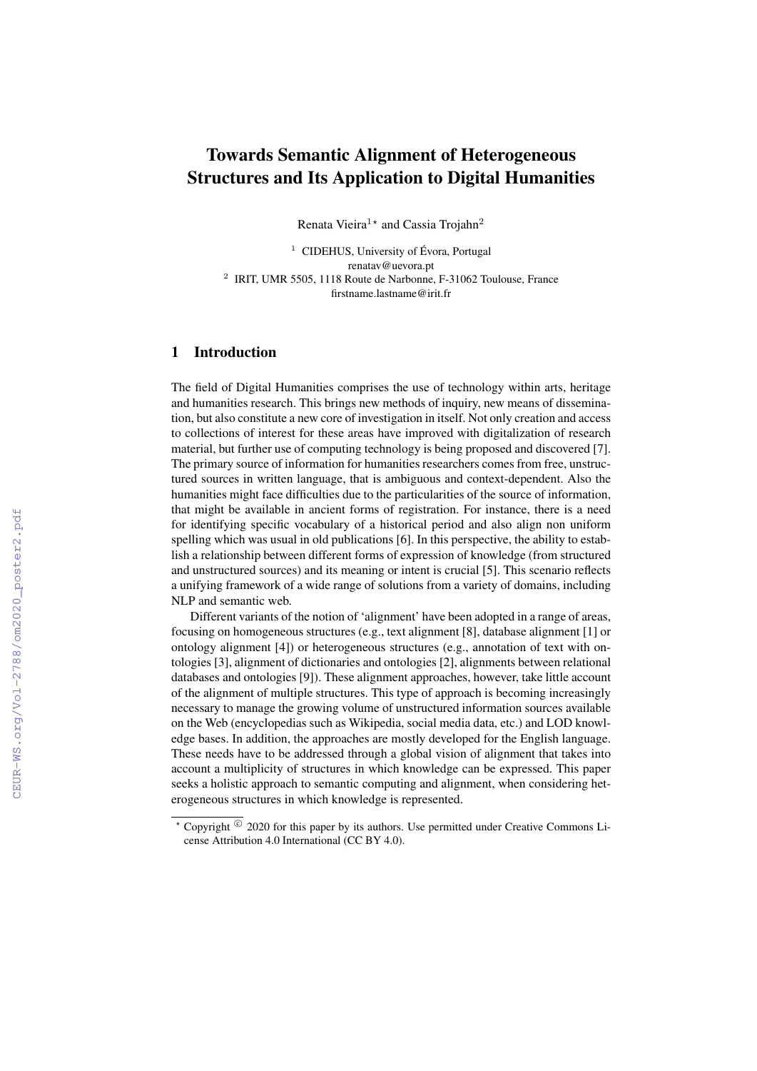# Towards Semantic Alignment of Heterogeneous Structures and Its Application to Digital Humanities

Renata Vieira[1]* and Cassia Trojahn[2]

[1] CIDEHUS, University of Évora, Portugal
renatav@uevora.pt
[2] IRIT, UMR 5505, 1118 Route de Narbonne, F-31062 Toulouse, France
firstname.lastname@irit.fr

## 1 Introduction

The field of Digital Humanities comprises the use of technology within arts, heritage and humanities research. This brings new methods of inquiry, new means of dissemination, but also constitute a new core of investigation in itself. Not only creation and access to collections of interest for these areas have improved with digitalization of research material, but further use of computing technology is being proposed and discovered [7]. The primary source of information for humanities researchers comes from free, unstructured sources in written language, that is ambiguous and context-dependent. Also the humanities might face difficulties due to the particularities of the source of information, that might be available in ancient forms of registration. For instance, there is a need for identifying specific vocabulary of a historical period and also align non uniform spelling which was usual in old publications [6]. In this perspective, the ability to establish a relationship between different forms of expression of knowledge (from structured and unstructured sources) and its meaning or intent is crucial [5]. This scenario reflects a unifying framework of a wide range of solutions from a variety of domains, including NLP and semantic web.

Different variants of the notion of 'alignment' have been adopted in a range of areas, focusing on homogeneous structures (e.g., text alignment [8], database alignment [1] or ontology alignment [4]) or heterogeneous structures (e.g., annotation of text with ontologies [3], alignment of dictionaries and ontologies [2], alignments between relational databases and ontologies [9]). These alignment approaches, however, take little account of the alignment of multiple structures. This type of approach is becoming increasingly necessary to manage the growing volume of unstructured information sources available on the Web (encyclopedias such as Wikipedia, social media data, etc.) and LOD knowledge bases. In addition, the approaches are mostly developed for the English language. These needs have to be addressed through a global vision of alignment that takes into account a multiplicity of structures in which knowledge can be expressed. This paper seeks a holistic approach to semantic computing and alignment, when considering heterogeneous structures in which knowledge is represented.

* Copyright © 2020 for this paper by its authors. Use permitted under Creative Commons License Attribution 4.0 International (CC BY 4.0).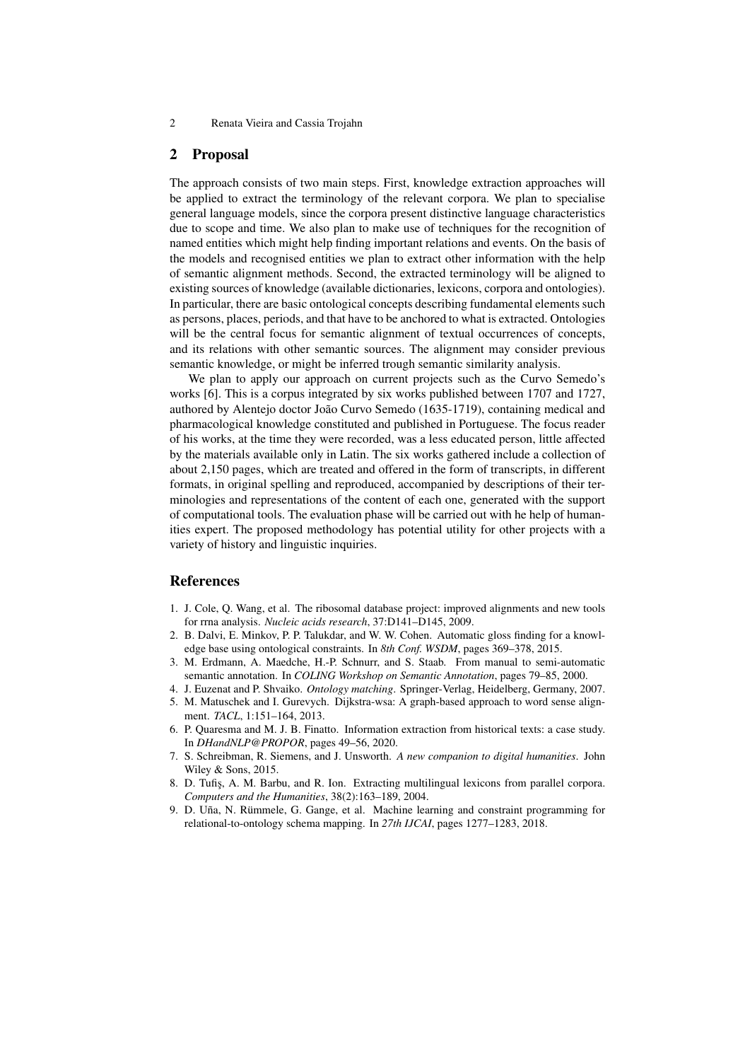## 2 Proposal

The approach consists of two main steps. First, knowledge extraction approaches will be applied to extract the terminology of the relevant corpora. We plan to specialise general language models, since the corpora present distinctive language characteristics due to scope and time. We also plan to make use of techniques for the recognition of named entities which might help finding important relations and events. On the basis of the models and recognised entities we plan to extract other information with the help of semantic alignment methods. Second, the extracted terminology will be aligned to existing sources of knowledge (available dictionaries, lexicons, corpora and ontologies). In particular, there are basic ontological concepts describing fundamental elements such as persons, places, periods, and that have to be anchored to what is extracted. Ontologies will be the central focus for semantic alignment of textual occurrences of concepts, and its relations with other semantic sources. The alignment may consider previous semantic knowledge, or might be inferred trough semantic similarity analysis.

We plan to apply our approach on current projects such as the Curvo Semedo's works [6]. This is a corpus integrated by six works published between 1707 and 1727, authored by Alentejo doctor João Curvo Semedo (1635-1719), containing medical and pharmacological knowledge constituted and published in Portuguese. The focus reader of his works, at the time they were recorded, was a less educated person, little affected by the materials available only in Latin. The six works gathered include a collection of about 2,150 pages, which are treated and offered in the form of transcripts, in different formats, in original spelling and reproduced, accompanied by descriptions of their terminologies and representations of the content of each one, generated with the support of computational tools. The evaluation phase will be carried out with he help of humanities expert. The proposed methodology has potential utility for other projects with a variety of history and linguistic inquiries.

## References

1. J. Cole, Q. Wang, et al. The ribosomal database project: improved alignments and new tools for rrna analysis. *Nucleic acids research*, 37:D141–D145, 2009.
2. B. Dalvi, E. Minkov, P. P. Talukdar, and W. W. Cohen. Automatic gloss finding for a knowledge base using ontological constraints. In *8th Conf. WSDM*, pages 369–378, 2015.
3. M. Erdmann, A. Maedche, H.-P. Schnurr, and S. Staab. From manual to semi-automatic semantic annotation. In *COLING Workshop on Semantic Annotation*, pages 79–85, 2000.
4. J. Euzenat and P. Shvaiko. *Ontology matching*. Springer-Verlag, Heidelberg, Germany, 2007.
5. M. Matuschek and I. Gurevych. Dijkstra-wsa: A graph-based approach to word sense alignment. *TACL*, 1:151–164, 2013.
6. P. Quaresma and M. J. B. Finatto. Information extraction from historical texts: a case study. In *DHandNLP@PROPOR*, pages 49–56, 2020.
7. S. Schreibman, R. Siemens, and J. Unsworth. *A new companion to digital humanities*. John Wiley & Sons, 2015.
8. D. Tufiş, A. M. Barbu, and R. Ion. Extracting multilingual lexicons from parallel corpora. *Computers and the Humanities*, 38(2):163–189, 2004.
9. D. Uña, N. Rümmele, G. Gange, et al. Machine learning and constraint programming for relational-to-ontology schema mapping. In *27th IJCAI*, pages 1277–1283, 2018.